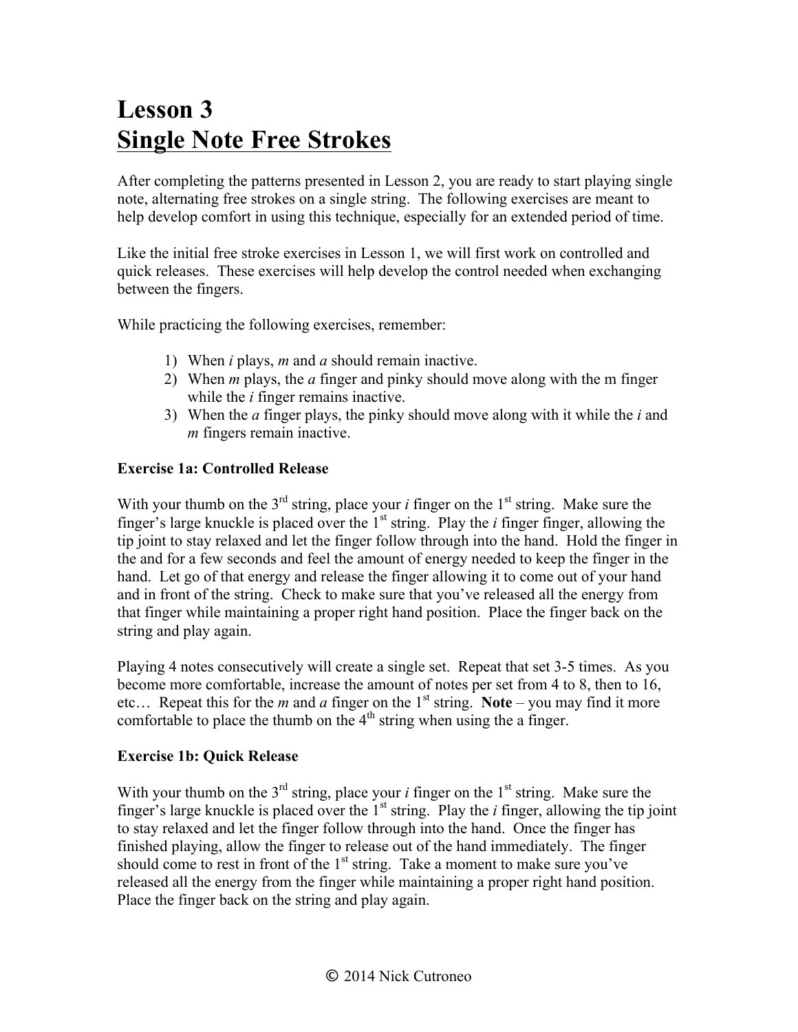# Lesson 3
# Single Note Free Strokes

After completing the patterns presented in Lesson 2, you are ready to start playing single note, alternating free strokes on a single string. The following exercises are meant to help develop comfort in using this technique, especially for an extended period of time.

Like the initial free stroke exercises in Lesson 1, we will first work on controlled and quick releases. These exercises will help develop the control needed when exchanging between the fingers.

While practicing the following exercises, remember:

1) When *i* plays, *m* and *a* should remain inactive.
2) When *m* plays, the *a* finger and pinky should move along with the m finger while the *i* finger remains inactive.
3) When the *a* finger plays, the pinky should move along with it while the *i* and *m* fingers remain inactive.

**Exercise 1a: Controlled Release**

With your thumb on the 3rd string, place your *i* finger on the 1st string. Make sure the finger's large knuckle is placed over the 1st string. Play the *i* finger finger, allowing the tip joint to stay relaxed and let the finger follow through into the hand. Hold the finger in the and for a few seconds and feel the amount of energy needed to keep the finger in the hand. Let go of that energy and release the finger allowing it to come out of your hand and in front of the string. Check to make sure that you've released all the energy from that finger while maintaining a proper right hand position. Place the finger back on the string and play again.

Playing 4 notes consecutively will create a single set. Repeat that set 3-5 times. As you become more comfortable, increase the amount of notes per set from 4 to 8, then to 16, etc… Repeat this for the *m* and *a* finger on the 1st string. **Note** – you may find it more comfortable to place the thumb on the 4th string when using the a finger.

**Exercise 1b: Quick Release**

With your thumb on the 3rd string, place your *i* finger on the 1st string. Make sure the finger's large knuckle is placed over the 1st string. Play the *i* finger, allowing the tip joint to stay relaxed and let the finger follow through into the hand. Once the finger has finished playing, allow the finger to release out of the hand immediately. The finger should come to rest in front of the 1st string. Take a moment to make sure you've released all the energy from the finger while maintaining a proper right hand position. Place the finger back on the string and play again.

© 2014 Nick Cutroneo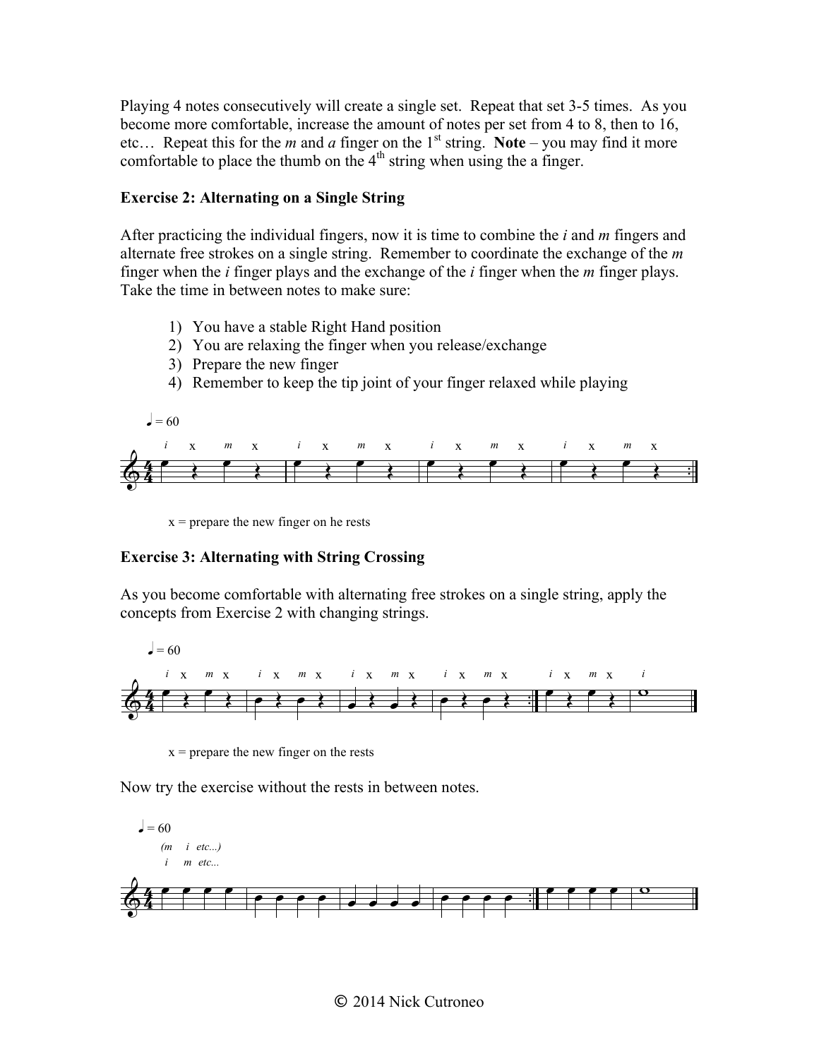Playing 4 notes consecutively will create a single set. Repeat that set 3-5 times. As you become more comfortable, increase the amount of notes per set from 4 to 8, then to 16, etc… Repeat this for the *m* and *a* finger on the 1st string. **Note** – you may find it more comfortable to place the thumb on the 4th string when using the a finger.

### Exercise 2: Alternating on a Single String

After practicing the individual fingers, now it is time to combine the *i* and *m* fingers and alternate free strokes on a single string. Remember to coordinate the exchange of the *m* finger when the *i* finger plays and the exchange of the *i* finger when the *m* finger plays. Take the time in between notes to make sure:

1) You have a stable Right Hand position
2) You are relaxing the finger when you release/exchange
3) Prepare the new finger
4) Remember to keep the tip joint of your finger relaxed while playing

x = prepare the new finger on he rests

### Exercise 3: Alternating with String Crossing

As you become comfortable with alternating free strokes on a single string, apply the concepts from Exercise 2 with changing strings.

x = prepare the new finger on the rests

Now try the exercise without the rests in between notes.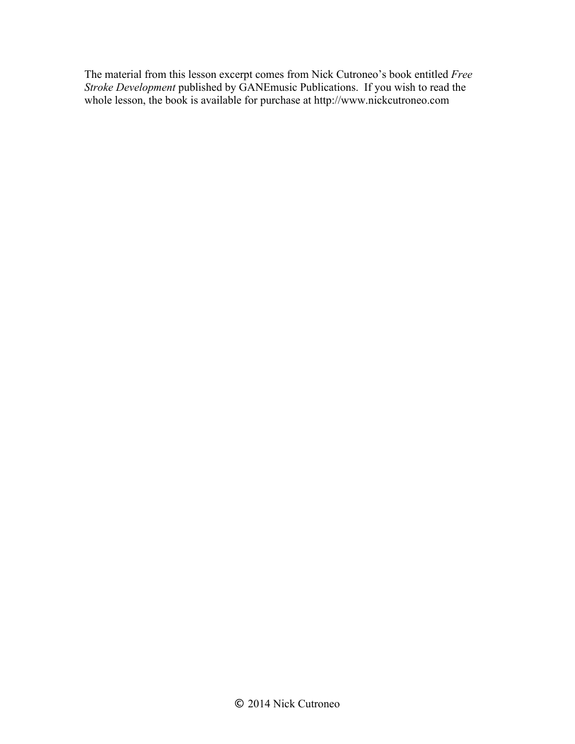The material from this lesson excerpt comes from Nick Cutroneo's book entitled *Free Stroke Development* published by GANEmusic Publications. If you wish to read the whole lesson, the book is available for purchase at http://www.nickcutroneo.com

© 2014 Nick Cutroneo